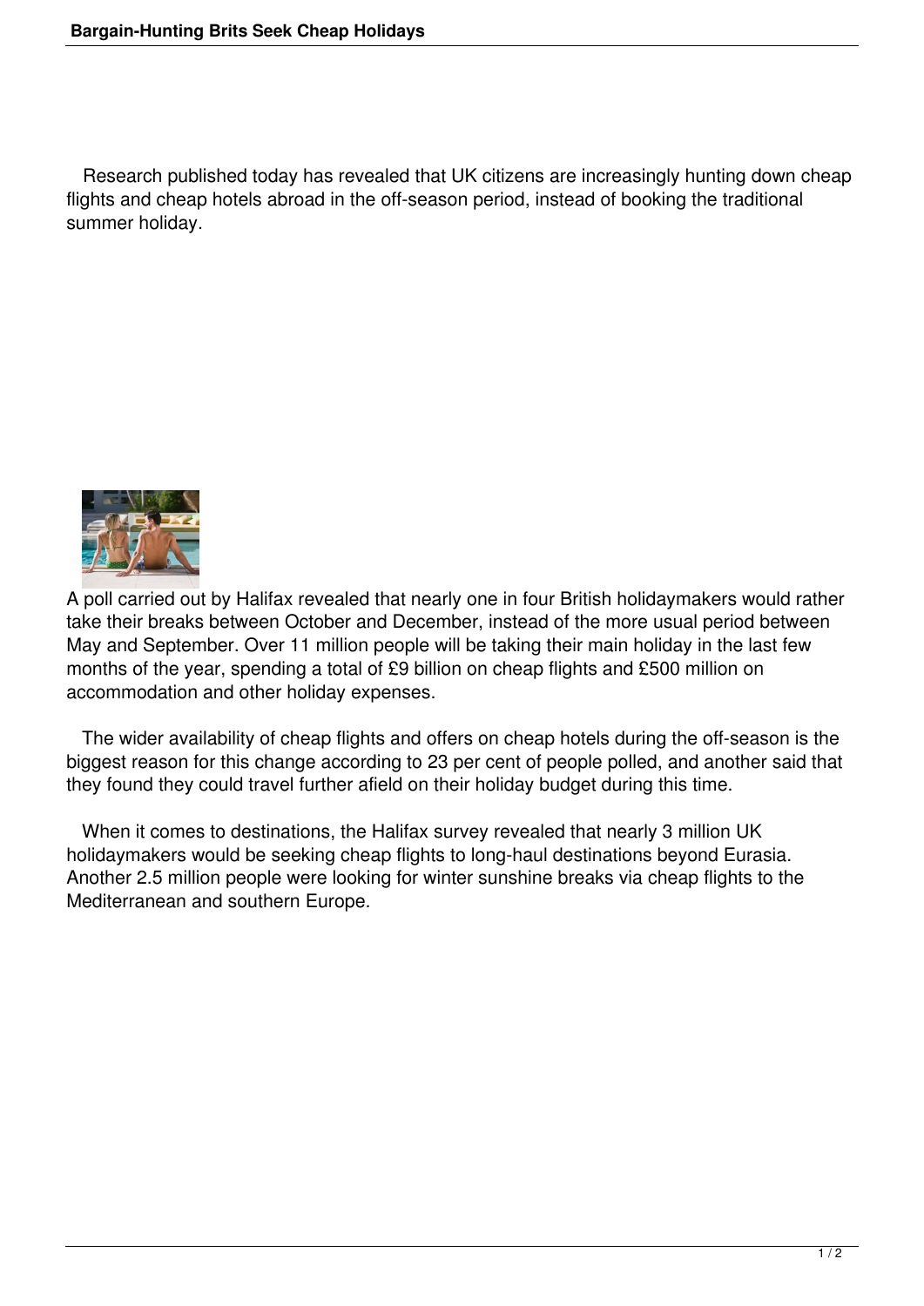Research published today has revealed that UK citizens are increasingly hunting down cheap flights and cheap hotels abroad in the off-season period, instead of booking the traditional summer holiday.

A poll carried out by Halifax revealed that nearly one in four British holidaymakers would rather take their breaks between October and December, instead of the more usual period between May and September. Over 11 million people will be taking their main holiday in the last few months of the year, spending a total of £9 billion on cheap flights and £500 million on accommodation and other holiday expenses.

The wider availability of cheap flights and offers on cheap hotels during the off-season is the biggest reason for this change according to 23 per cent of people polled, and another said that they found they could travel further afield on their holiday budget during this time.

When it comes to destinations, the Halifax survey revealed that nearly 3 million UK holidaymakers would be seeking cheap flights to long-haul destinations beyond Eurasia. Another 2.5 million people were looking for winter sunshine breaks via cheap flights to the Mediterranean and southern Europe.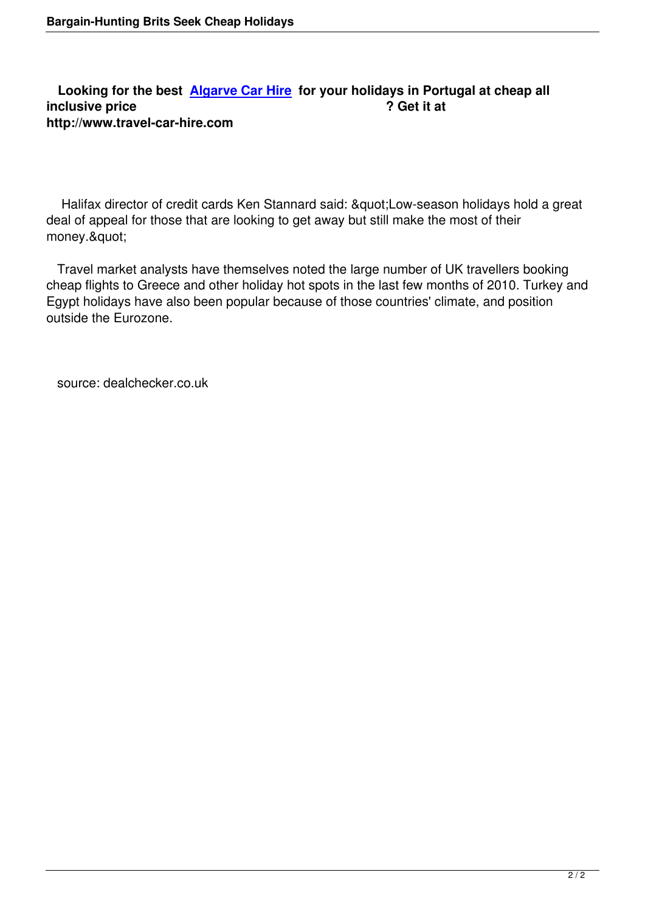**Looking for the best Algarve Car Hire for your holidays in Portugal at cheap all inclusive price ? Get it at http://www.travel-car-hire.com**

Halifax director of credit cards Ken Stannard said: &quot;Low-season holidays hold a great deal of appeal for those that are looking to get away but still make the most of their money.&quot;

Travel market analysts have themselves noted the large number of UK travellers booking cheap flights to Greece and other holiday hot spots in the last few months of 2010. Turkey and Egypt holidays have also been popular because of those countries' climate, and position outside the Eurozone.

source: dealchecker.co.uk